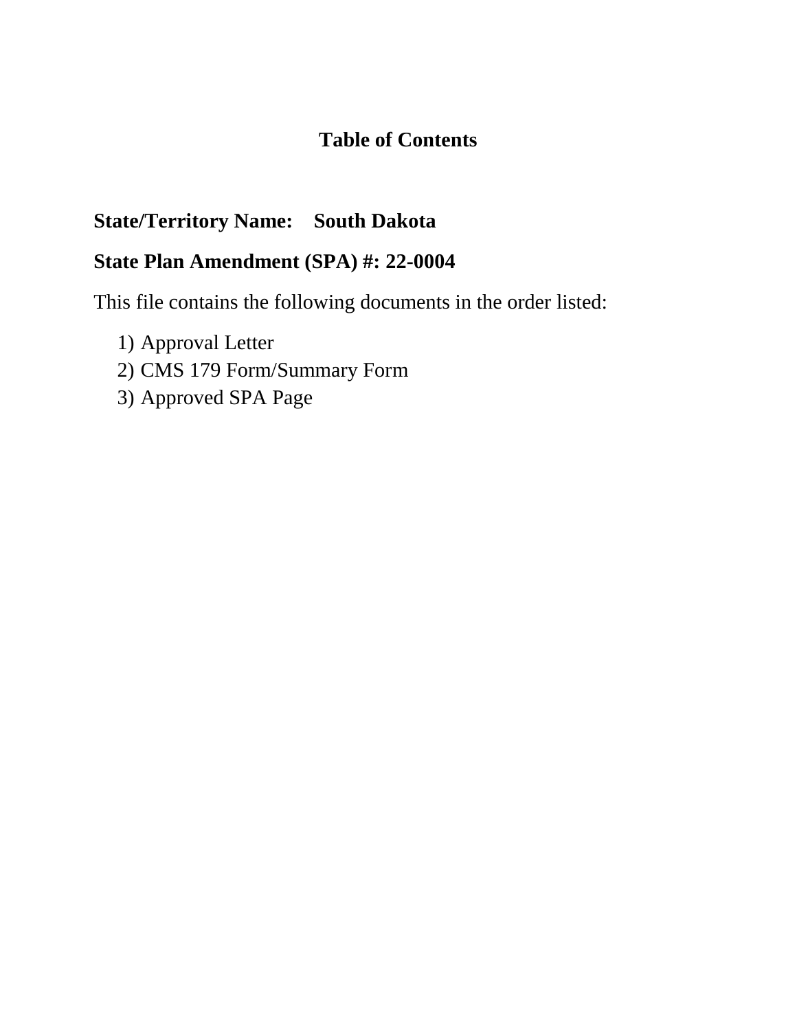# Table of Contents

**State/Territory Name: South Dakota**

**State Plan Amendment (SPA) #: 22-0004**

This file contains the following documents in the order listed:

1) Approval Letter
2) CMS 179 Form/Summary Form
3) Approved SPA Page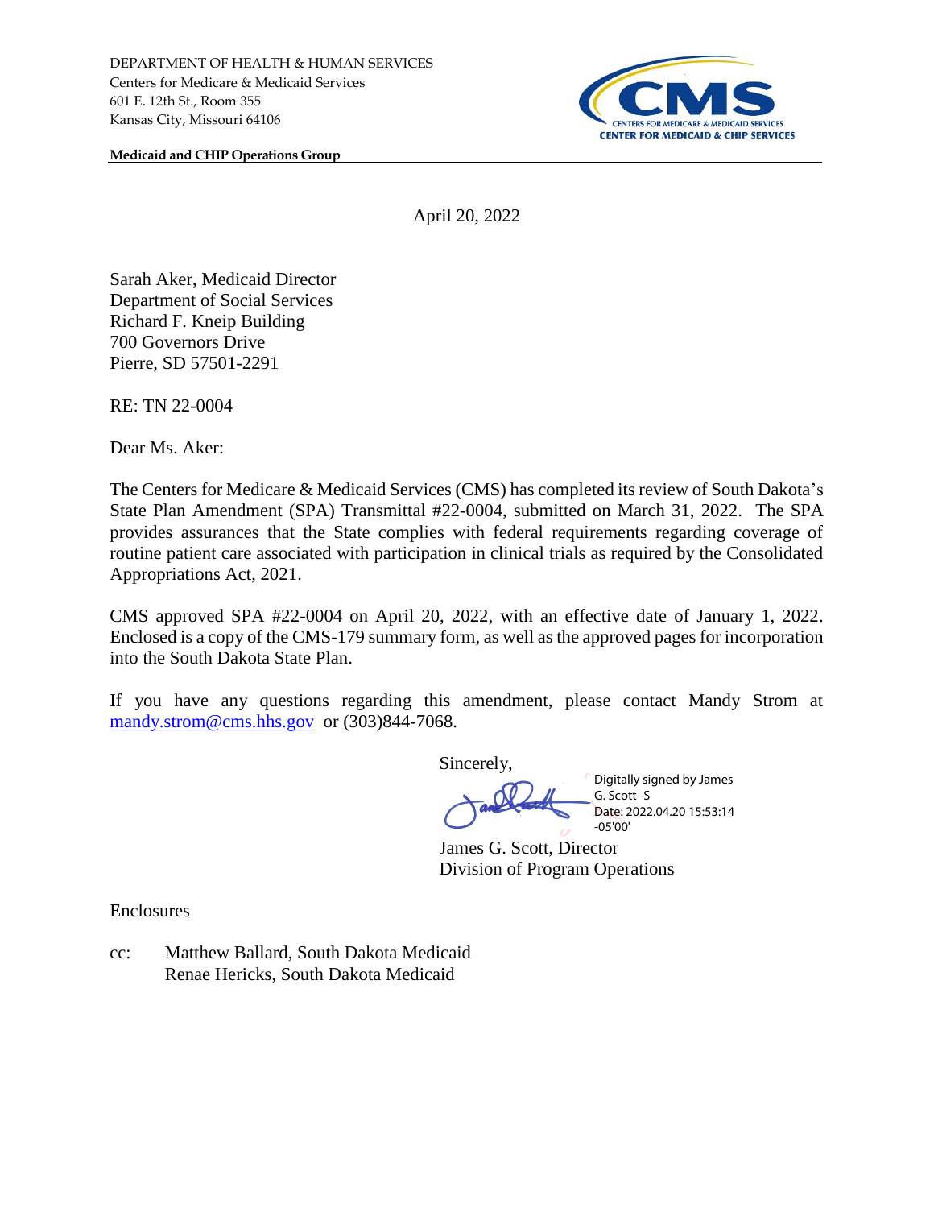DEPARTMENT OF HEALTH & HUMAN SERVICES
Centers for Medicare & Medicaid Services
601 E. 12th St., Room 355
Kansas City, Missouri 64106

CMS
CENTERS FOR MEDICARE & MEDICAID SERVICES
CENTER FOR MEDICAID & CHIP SERVICES

**Medicaid and CHIP Operations Group**

April 20, 2022

Sarah Aker, Medicaid Director
Department of Social Services
Richard F. Kneip Building
700 Governors Drive
Pierre, SD 57501-2291

RE: TN 22-0004

Dear Ms. Aker:

The Centers for Medicare & Medicaid Services (CMS) has completed its review of South Dakota's State Plan Amendment (SPA) Transmittal #22-0004, submitted on March 31, 2022. The SPA provides assurances that the State complies with federal requirements regarding coverage of routine patient care associated with participation in clinical trials as required by the Consolidated Appropriations Act, 2021.

CMS approved SPA #22-0004 on April 20, 2022, with an effective date of January 1, 2022. Enclosed is a copy of the CMS-179 summary form, as well as the approved pages for incorporation into the South Dakota State Plan.

If you have any questions regarding this amendment, please contact Mandy Strom at mandy.strom@cms.hhs.gov or (303)844-7068.

Sincerely,

Digitally signed by James G. Scott -S
Date: 2022.04.20 15:53:14 -05'00'

James G. Scott, Director
Division of Program Operations

Enclosures

cc: Matthew Ballard, South Dakota Medicaid
Renae Hericks, South Dakota Medicaid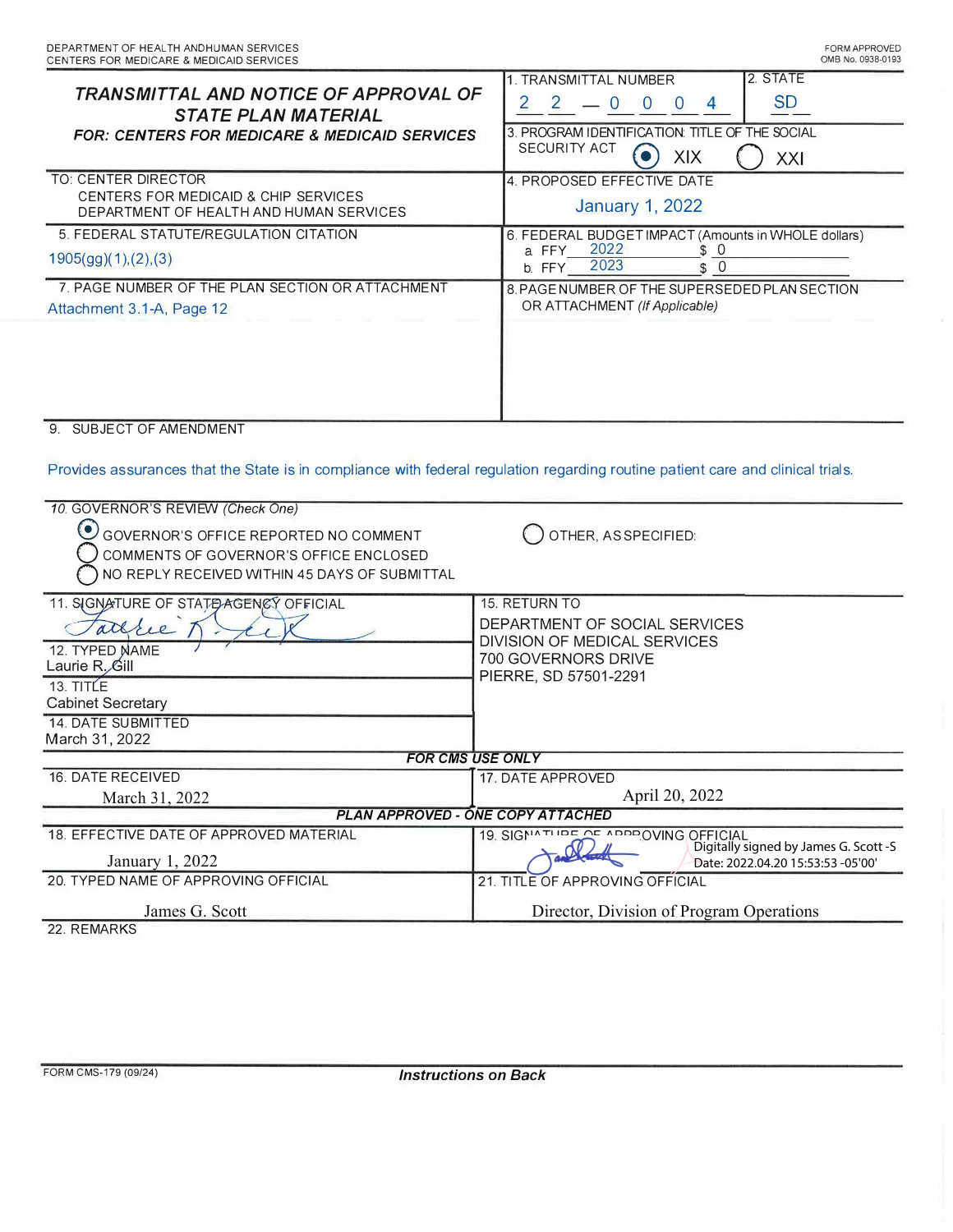DEPARTMENT OF HEALTH ANDHUMAN SERVICES
CENTERS FOR MEDICARE & MEDICAID SERVICES

FORM APPROVED
OMB No. 0938-0193

# TRANSMITTAL AND NOTICE OF APPROVAL OF STATE PLAN MATERIAL

## FOR: CENTERS FOR MEDICARE & MEDICAID SERVICES

| | |
|---|---|
| 1. TRANSMITTAL NUMBER: 22 — 004 | 2. STATE: SD |
| 3. PROGRAM IDENTIFICATION: TITLE OF THE SOCIAL SECURITY ACT | (●) XIX ( ) XXI |
| TO: CENTER DIRECTOR<br>CENTERS FOR MEDICAID & CHIP SERVICES<br>DEPARTMENT OF HEALTH AND HUMAN SERVICES | 4. PROPOSED EFFECTIVE DATE<br>January 1, 2022 |
| 5. FEDERAL STATUTE/REGULATION CITATION<br>1905(gg)(1),(2),(3) | 6. FEDERAL BUDGET IMPACT (Amounts in WHOLE dollars)<br>a. FFY 2022 $ 0<br>b. FFY 2023 $ 0 |
| 7. PAGE NUMBER OF THE PLAN SECTION OR ATTACHMENT<br>Attachment 3.1-A, Page 12 | 8. PAGE NUMBER OF THE SUPERSEDED PLAN SECTION OR ATTACHMENT *(If Applicable)* |

9. SUBJECT OF AMENDMENT

Provides assurances that the State is in compliance with federal regulation regarding routine patient care and clinical trials.

10. GOVERNOR'S REVIEW *(Check One)*

- (●) GOVERNOR'S OFFICE REPORTED NO COMMENT
- ( ) COMMENTS OF GOVERNOR'S OFFICE ENCLOSED
- ( ) NO REPLY RECEIVED WITHIN 45 DAYS OF SUBMITTAL
- ( ) OTHER, AS SPECIFIED:

| | |
|---|---|
| 11. SIGNATURE OF STATE AGENCY OFFICIAL<br>*(signature)* | 15. RETURN TO<br>DEPARTMENT OF SOCIAL SERVICES<br>DIVISION OF MEDICAL SERVICES<br>700 GOVERNORS DRIVE<br>PIERRE, SD 57501-2291 |
| 12. TYPED NAME<br>Laurie R. Gill | |
| 13. TITLE<br>Cabinet Secretary | |
| 14. DATE SUBMITTED<br>March 31, 2022 | |

**FOR CMS USE ONLY**

| | |
|---|---|
| 16. DATE RECEIVED<br>March 31, 2022 | 17. DATE APPROVED<br>April 20, 2022 |

**PLAN APPROVED - ONE COPY ATTACHED**

| | |
|---|---|
| 18. EFFECTIVE DATE OF APPROVED MATERIAL<br>January 1, 2022 | 19. SIGNATURE OF APPROVING OFFICIAL<br>Digitally signed by James G. Scott -S<br>Date: 2022.04.20 15:53:53 -05'00' |
| 20. TYPED NAME OF APPROVING OFFICIAL<br>James G. Scott | 21. TITLE OF APPROVING OFFICIAL<br>Director, Division of Program Operations |

22. REMARKS

FORM CMS-179 (09/24) *Instructions on Back*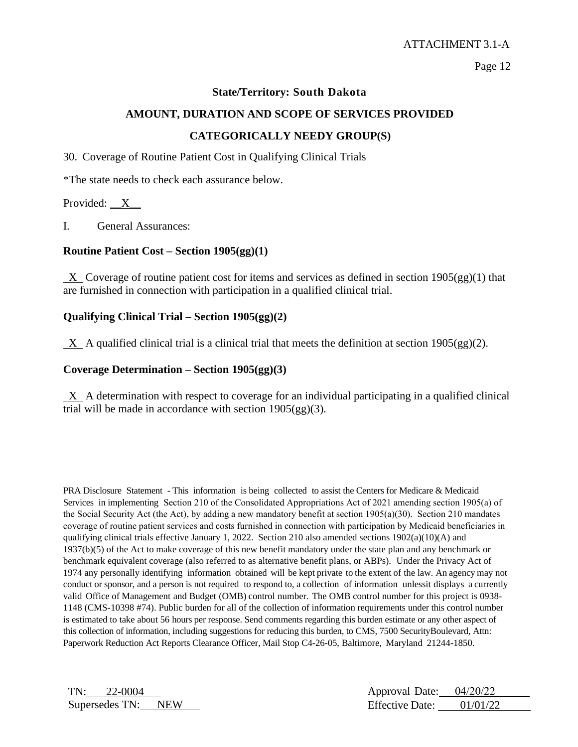ATTACHMENT 3.1-A

**State/Territory: South Dakota**

**AMOUNT, DURATION AND SCOPE OF SERVICES PROVIDED**

**CATEGORICALLY NEEDY GROUP(S)**

30. Coverage of Routine Patient Cost in Qualifying Clinical Trials

*The state needs to check each assurance below.

Provided: __X__

I. General Assurances:

**Routine Patient Cost – Section 1905(gg)(1)**

_X_ Coverage of routine patient cost for items and services as defined in section 1905(gg)(1) that are furnished in connection with participation in a qualified clinical trial.

**Qualifying Clinical Trial – Section 1905(gg)(2)**

_X_ A qualified clinical trial is a clinical trial that meets the definition at section 1905(gg)(2).

**Coverage Determination – Section 1905(gg)(3)**

_X_ A determination with respect to coverage for an individual participating in a qualified clinical trial will be made in accordance with section 1905(gg)(3).

PRA Disclosure Statement - This information is being collected to assist the Centers for Medicare & Medicaid Services in implementing Section 210 of the Consolidated Appropriations Act of 2021 amending section 1905(a) of the Social Security Act (the Act), by adding a new mandatory benefit at section 1905(a)(30). Section 210 mandates coverage of routine patient services and costs furnished in connection with participation by Medicaid beneficiaries in qualifying clinical trials effective January 1, 2022. Section 210 also amended sections 1902(a)(10)(A) and 1937(b)(5) of the Act to make coverage of this new benefit mandatory under the state plan and any benchmark or benchmark equivalent coverage (also referred to as alternative benefit plans, or ABPs). Under the Privacy Act of 1974 any personally identifying information obtained will be kept private to the extent of the law. An agency may not conduct or sponsor, and a person is not required to respond to, a collection of information unlessit displays a currently valid Office of Management and Budget (OMB) control number. The OMB control number for this project is 0938-1148 (CMS-10398 #74). Public burden for all of the collection of information requirements under this control number is estimated to take about 56 hours per response. Send comments regarding this burden estimate or any other aspect of this collection of information, including suggestions for reducing this burden, to CMS, 7500 SecurityBoulevard, Attn: Paperwork Reduction Act Reports Clearance Officer, Mail Stop C4-26-05, Baltimore, Maryland 21244-1850.

TN: 22-0004
Supersedes TN: NEW

Approval Date: 04/20/22
Effective Date: 01/01/22